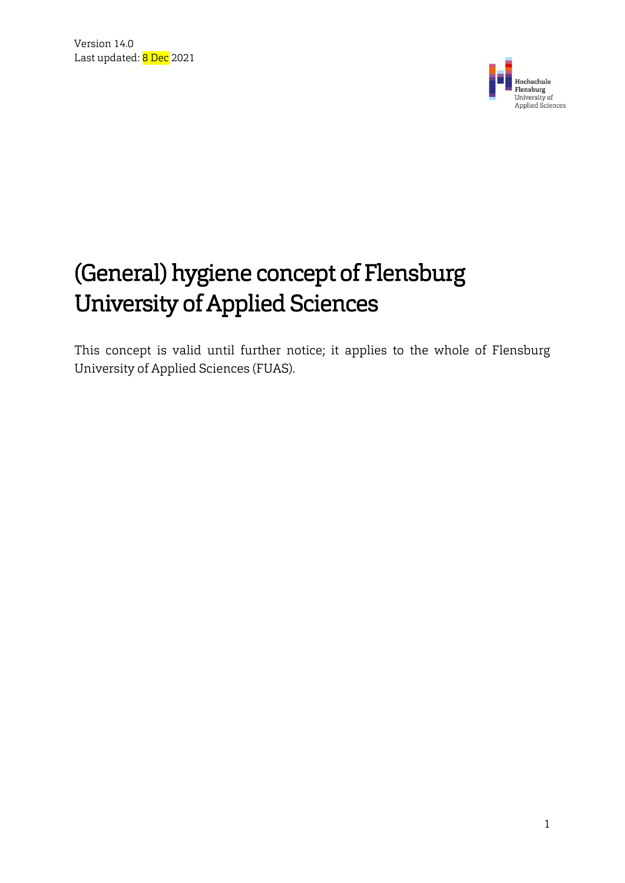Version 14.0
Last updated: 8 Dec 2021

# (General) hygiene concept of Flensburg University of Applied Sciences

This concept is valid until further notice; it applies to the whole of Flensburg University of Applied Sciences (FUAS).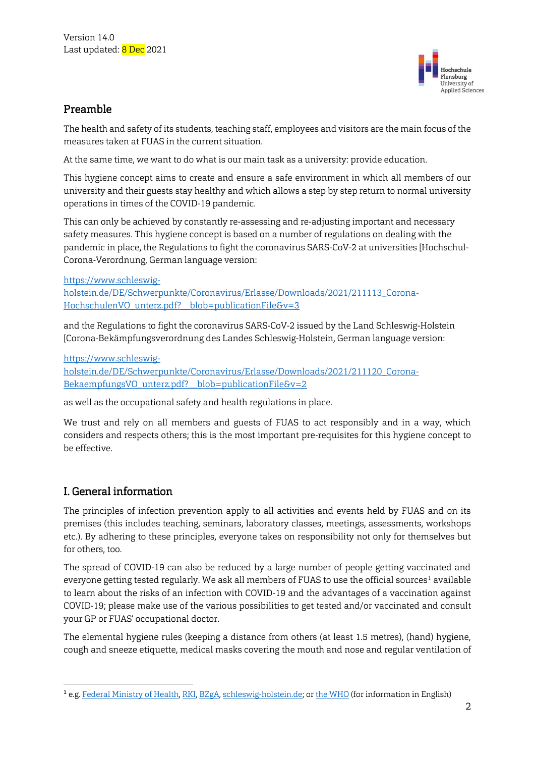Version 14.0
Last updated: 8 Dec 2021

## Preamble

The health and safety of its students, teaching staff, employees and visitors are the main focus of the measures taken at FUAS in the current situation.

At the same time, we want to do what is our main task as a university: provide education.

This hygiene concept aims to create and ensure a safe environment in which all members of our university and their guests stay healthy and which allows a step by step return to normal university operations in times of the COVID-19 pandemic.

This can only be achieved by constantly re-assessing and re-adjusting important and necessary safety measures. This hygiene concept is based on a number of regulations on dealing with the pandemic in place, the Regulations to fight the coronavirus SARS-CoV-2 at universities [Hochschul-Corona-Verordnung, German language version:

https://www.schleswig-holstein.de/DE/Schwerpunkte/Coronavirus/Erlasse/Downloads/2021/211113_Corona-HochschulenVO_unterz.pdf?__blob=publicationFile&v=3

and the Regulations to fight the coronavirus SARS-CoV-2 issued by the Land Schleswig-Holstein [Corona-Bekämpfungsverordnung des Landes Schleswig-Holstein, German language version:

https://www.schleswig-holstein.de/DE/Schwerpunkte/Coronavirus/Erlasse/Downloads/2021/211120_Corona-BekaempfungsVO_unterz.pdf?__blob=publicationFile&v=2

as well as the occupational safety and health regulations in place.

We trust and rely on all members and guests of FUAS to act responsibly and in a way, which considers and respects others; this is the most important pre-requisites for this hygiene concept to be effective.

## I. General information

The principles of infection prevention apply to all activities and events held by FUAS and on its premises (this includes teaching, seminars, laboratory classes, meetings, assessments, workshops etc.). By adhering to these principles, everyone takes on responsibility not only for themselves but for others, too.

The spread of COVID-19 can also be reduced by a large number of people getting vaccinated and everyone getting tested regularly. We ask all members of FUAS to use the official sources[1] available to learn about the risks of an infection with COVID-19 and the advantages of a vaccination against COVID-19; please make use of the various possibilities to get tested and/or vaccinated and consult your GP or FUAS' occupational doctor.

The elemental hygiene rules (keeping a distance from others (at least 1.5 metres), (hand) hygiene, cough and sneeze etiquette, medical masks covering the mouth and nose and regular ventilation of

[1] e.g. Federal Ministry of Health, RKI, BZgA, schleswig-holstein.de; or the WHO (for information in English)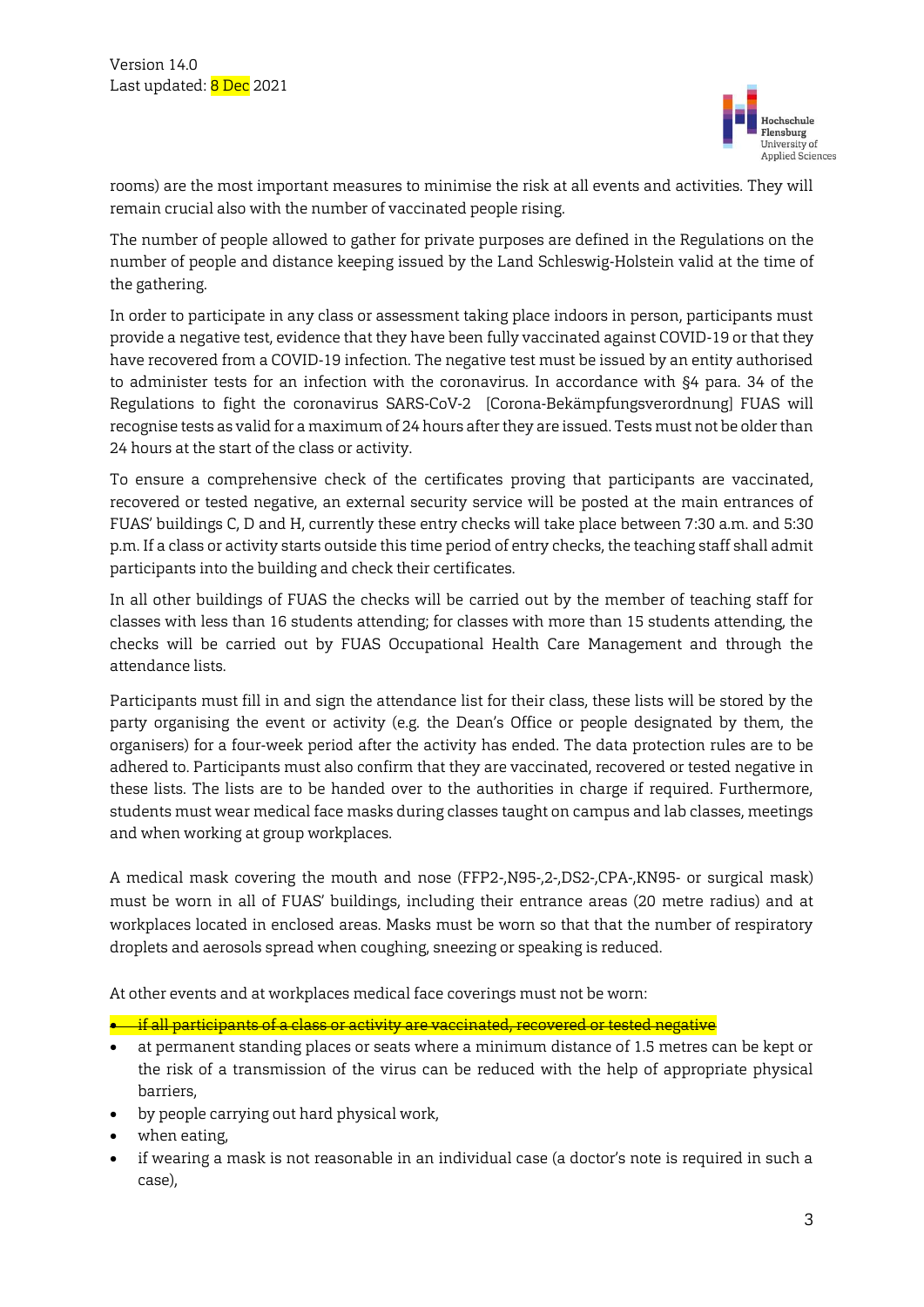rooms) are the most important measures to minimise the risk at all events and activities. They will remain crucial also with the number of vaccinated people rising.

The number of people allowed to gather for private purposes are defined in the Regulations on the number of people and distance keeping issued by the Land Schleswig-Holstein valid at the time of the gathering.

In order to participate in any class or assessment taking place indoors in person, participants must provide a negative test, evidence that they have been fully vaccinated against COVID-19 or that they have recovered from a COVID-19 infection. The negative test must be issued by an entity authorised to administer tests for an infection with the coronavirus. In accordance with §4 para. 34 of the Regulations to fight the coronavirus SARS-CoV-2 [Corona-Bekämpfungsverordnung] FUAS will recognise tests as valid for a maximum of 24 hours after they are issued. Tests must not be older than 24 hours at the start of the class or activity.

To ensure a comprehensive check of the certificates proving that participants are vaccinated, recovered or tested negative, an external security service will be posted at the main entrances of FUAS' buildings C, D and H, currently these entry checks will take place between 7:30 a.m. and 5:30 p.m. If a class or activity starts outside this time period of entry checks, the teaching staff shall admit participants into the building and check their certificates.

In all other buildings of FUAS the checks will be carried out by the member of teaching staff for classes with less than 16 students attending; for classes with more than 15 students attending, the checks will be carried out by FUAS Occupational Health Care Management and through the attendance lists.

Participants must fill in and sign the attendance list for their class, these lists will be stored by the party organising the event or activity (e.g. the Dean's Office or people designated by them, the organisers) for a four-week period after the activity has ended. The data protection rules are to be adhered to. Participants must also confirm that they are vaccinated, recovered or tested negative in these lists. The lists are to be handed over to the authorities in charge if required. Furthermore, students must wear medical face masks during classes taught on campus and lab classes, meetings and when working at group workplaces.

A medical mask covering the mouth and nose (FFP2-,N95-,2-,DS2-,CPA-,KN95- or surgical mask) must be worn in all of FUAS' buildings, including their entrance areas (20 metre radius) and at workplaces located in enclosed areas. Masks must be worn so that that the number of respiratory droplets and aerosols spread when coughing, sneezing or speaking is reduced.

At other events and at workplaces medical face coverings must not be worn:

- ~~if all participants of a class or activity are vaccinated, recovered or tested negative~~
- at permanent standing places or seats where a minimum distance of 1.5 metres can be kept or the risk of a transmission of the virus can be reduced with the help of appropriate physical barriers,
- by people carrying out hard physical work,
- when eating,
- if wearing a mask is not reasonable in an individual case (a doctor's note is required in such a case),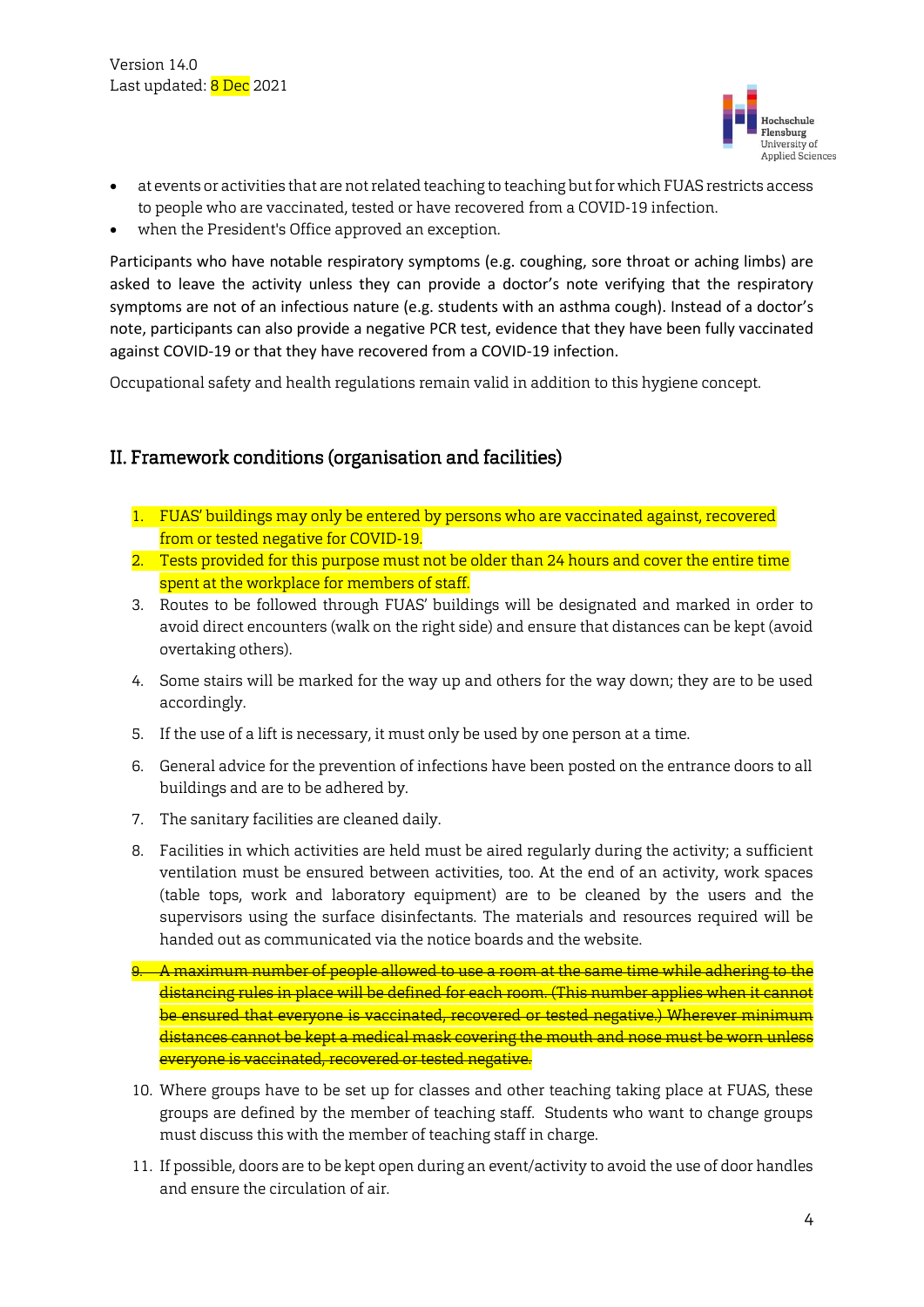- at events or activities that are not related teaching to teaching but for which FUAS restricts access to people who are vaccinated, tested or have recovered from a COVID-19 infection.
- when the President's Office approved an exception.

Participants who have notable respiratory symptoms (e.g. coughing, sore throat or aching limbs) are asked to leave the activity unless they can provide a doctor's note verifying that the respiratory symptoms are not of an infectious nature (e.g. students with an asthma cough). Instead of a doctor's note, participants can also provide a negative PCR test, evidence that they have been fully vaccinated against COVID-19 or that they have recovered from a COVID-19 infection.

Occupational safety and health regulations remain valid in addition to this hygiene concept.

## II. Framework conditions (organisation and facilities)

1. FUAS' buildings may only be entered by persons who are vaccinated against, recovered from or tested negative for COVID-19.
2. Tests provided for this purpose must not be older than 24 hours and cover the entire time spent at the workplace for members of staff.
3. Routes to be followed through FUAS' buildings will be designated and marked in order to avoid direct encounters (walk on the right side) and ensure that distances can be kept (avoid overtaking others).
4. Some stairs will be marked for the way up and others for the way down; they are to be used accordingly.
5. If the use of a lift is necessary, it must only be used by one person at a time.
6. General advice for the prevention of infections have been posted on the entrance doors to all buildings and are to be adhered by.
7. The sanitary facilities are cleaned daily.
8. Facilities in which activities are held must be aired regularly during the activity; a sufficient ventilation must be ensured between activities, too. At the end of an activity, work spaces (table tops, work and laboratory equipment) are to be cleaned by the users and the supervisors using the surface disinfectants. The materials and resources required will be handed out as communicated via the notice boards and the website.
9. ~~A maximum number of people allowed to use a room at the same time while adhering to the distancing rules in place will be defined for each room. (This number applies when it cannot be ensured that everyone is vaccinated, recovered or tested negative.) Wherever minimum distances cannot be kept a medical mask covering the mouth and nose must be worn unless everyone is vaccinated, recovered or tested negative.~~
10. Where groups have to be set up for classes and other teaching taking place at FUAS, these groups are defined by the member of teaching staff. Students who want to change groups must discuss this with the member of teaching staff in charge.
11. If possible, doors are to be kept open during an event/activity to avoid the use of door handles and ensure the circulation of air.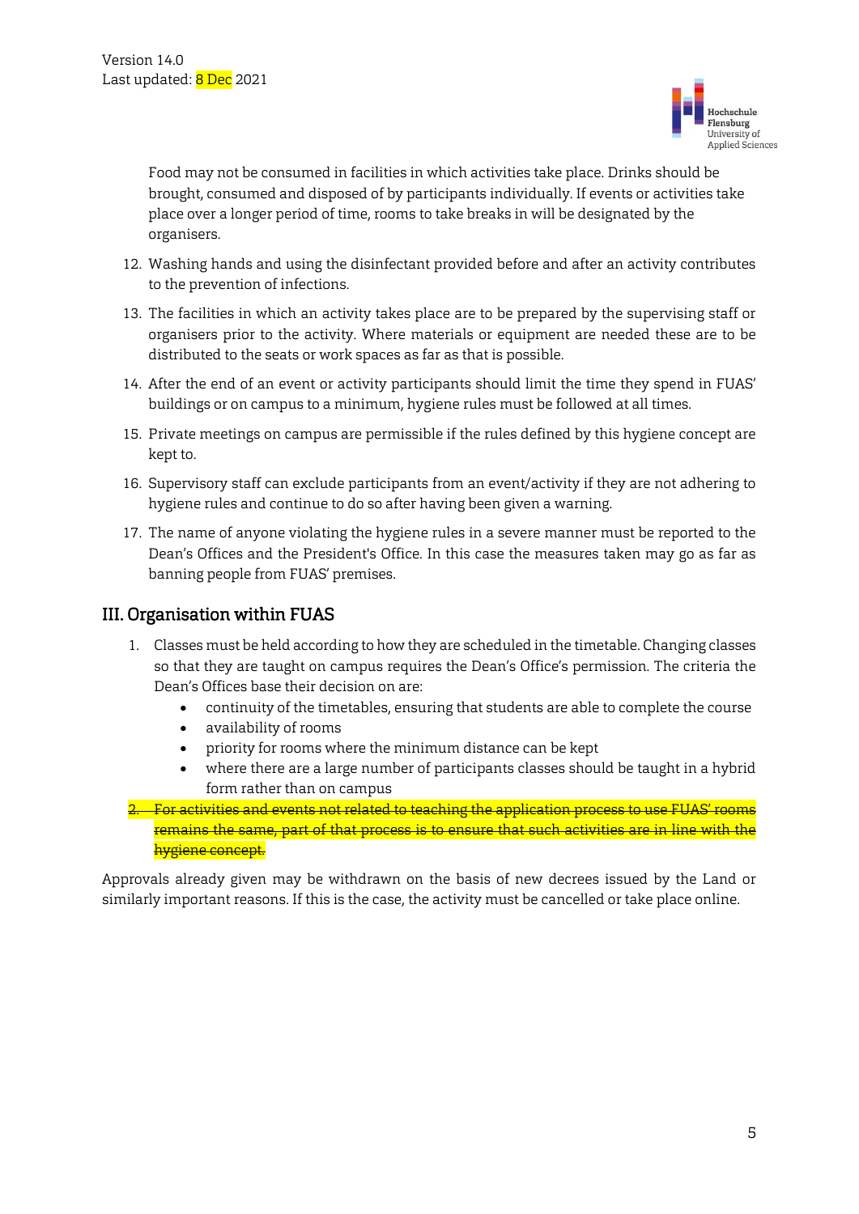Food may not be consumed in facilities in which activities take place. Drinks should be brought, consumed and disposed of by participants individually. If events or activities take place over a longer period of time, rooms to take breaks in will be designated by the organisers.

12. Washing hands and using the disinfectant provided before and after an activity contributes to the prevention of infections.
13. The facilities in which an activity takes place are to be prepared by the supervising staff or organisers prior to the activity. Where materials or equipment are needed these are to be distributed to the seats or work spaces as far as that is possible.
14. After the end of an event or activity participants should limit the time they spend in FUAS' buildings or on campus to a minimum, hygiene rules must be followed at all times.
15. Private meetings on campus are permissible if the rules defined by this hygiene concept are kept to.
16. Supervisory staff can exclude participants from an event/activity if they are not adhering to hygiene rules and continue to do so after having been given a warning.
17. The name of anyone violating the hygiene rules in a severe manner must be reported to the Dean's Offices and the President's Office. In this case the measures taken may go as far as banning people from FUAS' premises.

## III. Organisation within FUAS

1. Classes must be held according to how they are scheduled in the timetable. Changing classes so that they are taught on campus requires the Dean's Office's permission. The criteria the Dean's Offices base their decision on are:
   - continuity of the timetables, ensuring that students are able to complete the course
   - availability of rooms
   - priority for rooms where the minimum distance can be kept
   - where there are a large number of participants classes should be taught in a hybrid form rather than on campus
2. ~~For activities and events not related to teaching the application process to use FUAS' rooms remains the same, part of that process is to ensure that such activities are in line with the hygiene concept.~~

Approvals already given may be withdrawn on the basis of new decrees issued by the Land or similarly important reasons. If this is the case, the activity must be cancelled or take place online.